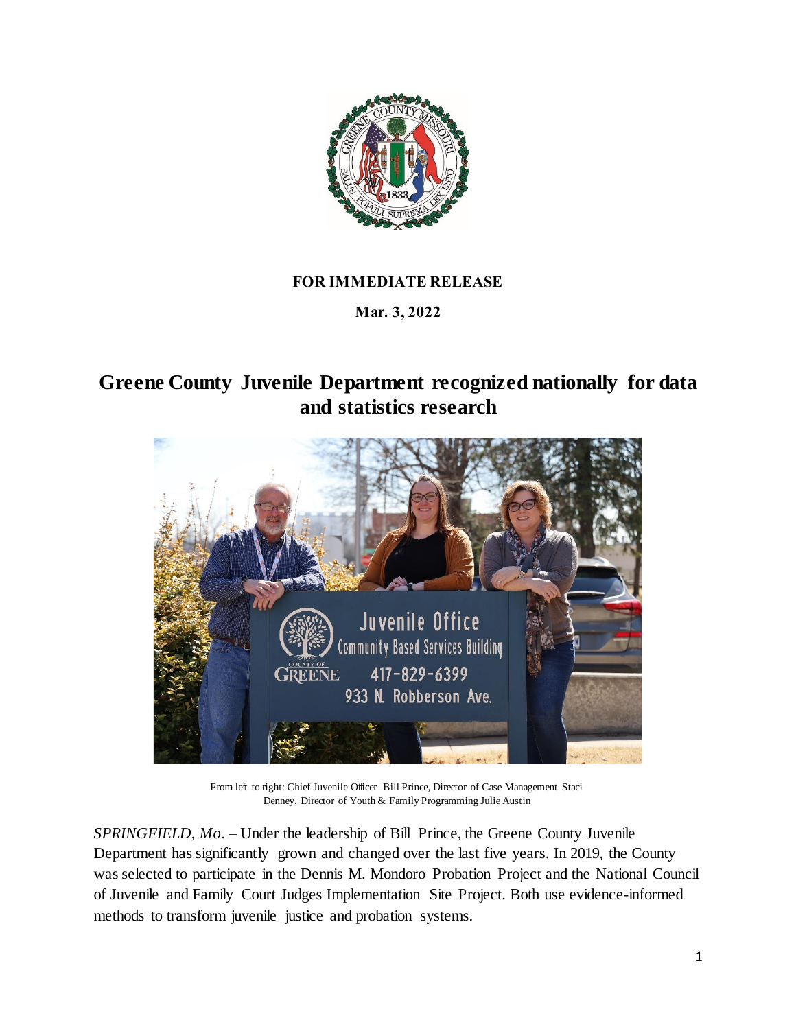**FOR IMMEDIATE RELEASE**

**Mar. 3, 2022**

# Greene County Juvenile Department recognized nationally for data and statistics research

From left to right: Chief Juvenile Officer Bill Prince, Director of Case Management Staci Denney, Director of Youth & Family Programming Julie Austin

*SPRINGFIELD, Mo.* – Under the leadership of Bill Prince, the Greene County Juvenile Department has significantly grown and changed over the last five years. In 2019, the County was selected to participate in the Dennis M. Mondoro Probation Project and the National Council of Juvenile and Family Court Judges Implementation Site Project. Both use evidence-informed methods to transform juvenile justice and probation systems.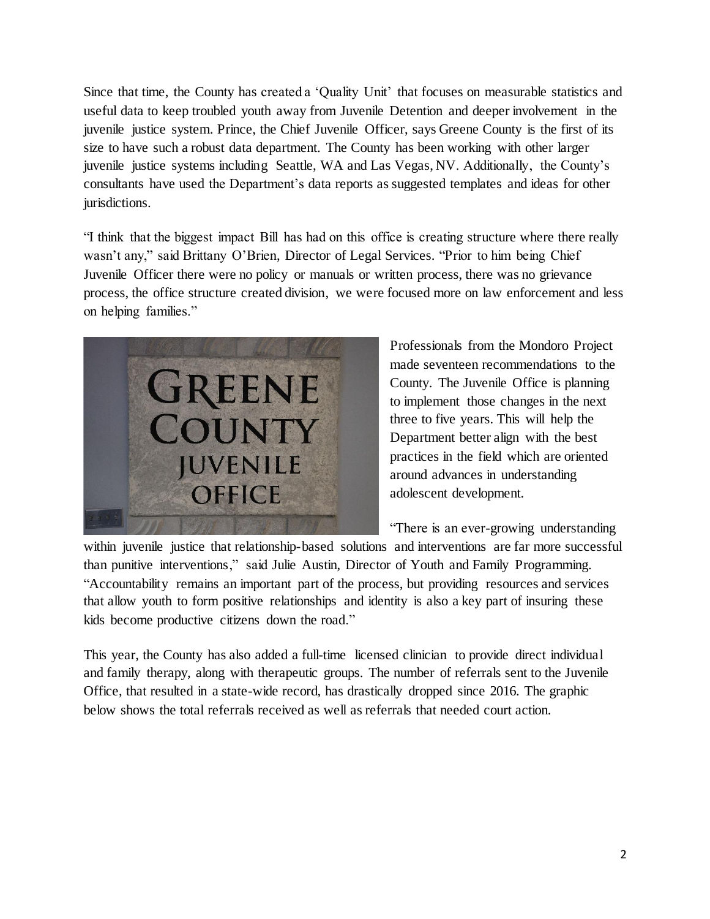Since that time, the County has created a 'Quality Unit' that focuses on measurable statistics and useful data to keep troubled youth away from Juvenile Detention and deeper involvement in the juvenile justice system. Prince, the Chief Juvenile Officer, says Greene County is the first of its size to have such a robust data department. The County has been working with other larger juvenile justice systems including Seattle, WA and Las Vegas, NV. Additionally, the County's consultants have used the Department's data reports as suggested templates and ideas for other jurisdictions.

"I think that the biggest impact Bill has had on this office is creating structure where there really wasn't any," said Brittany O'Brien, Director of Legal Services. "Prior to him being Chief Juvenile Officer there were no policy or manuals or written process, there was no grievance process, the office structure created division, we were focused more on law enforcement and less on helping families."

Professionals from the Mondoro Project made seventeen recommendations to the County. The Juvenile Office is planning to implement those changes in the next three to five years. This will help the Department better align with the best practices in the field which are oriented around advances in understanding adolescent development.

"There is an ever-growing understanding within juvenile justice that relationship-based solutions and interventions are far more successful than punitive interventions," said Julie Austin, Director of Youth and Family Programming. "Accountability remains an important part of the process, but providing resources and services that allow youth to form positive relationships and identity is also a key part of insuring these kids become productive citizens down the road."

This year, the County has also added a full-time licensed clinician to provide direct individual and family therapy, along with therapeutic groups. The number of referrals sent to the Juvenile Office, that resulted in a state-wide record, has drastically dropped since 2016. The graphic below shows the total referrals received as well as referrals that needed court action.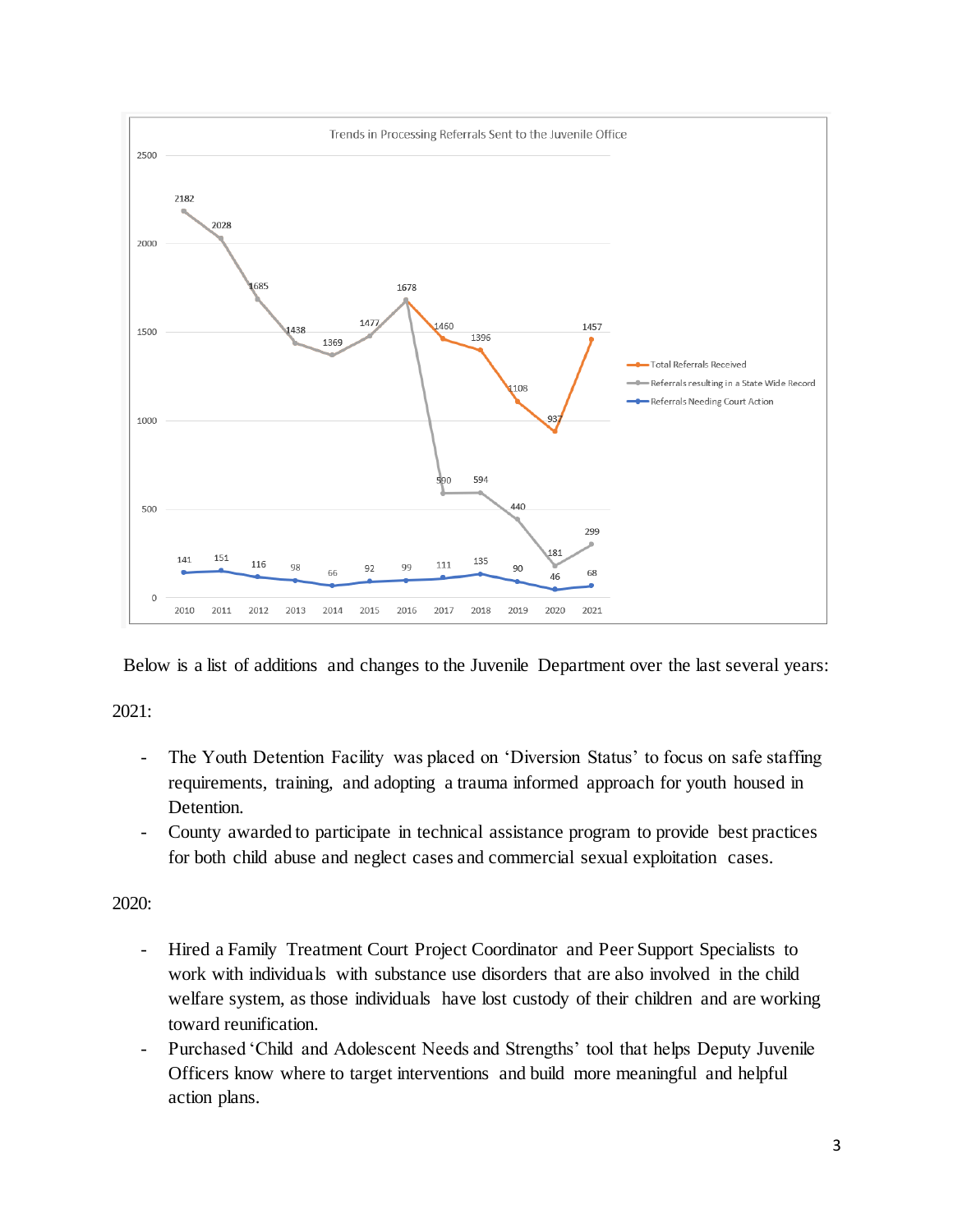**Trends in Processing Referrals Sent to the Juvenile Office**

| Year | Total Referrals Received | Referrals resulting in a State Wide Record | Referrals Needing Court Action |
|---|---|---|---|
| 2010 | | 2182 | 141 |
| 2011 | | 2028 | 151 |
| 2012 | | 1685 | 116 |
| 2013 | | 1438 | 98 |
| 2014 | | 1369 | 66 |
| 2015 | | 1477 | 92 |
| 2016 | 1678 | 1678 | 99 |
| 2017 | 1460 | 590 | 111 |
| 2018 | 1396 | 594 | 135 |
| 2019 | 1108 | 440 | 90 |
| 2020 | 937 | 181 | 46 |
| 2021 | 1457 | 299 | 68 |

Below is a list of additions and changes to the Juvenile Department over the last several years:

2021:

- The Youth Detention Facility was placed on 'Diversion Status' to focus on safe staffing requirements, training, and adopting a trauma informed approach for youth housed in Detention.
- County awarded to participate in technical assistance program to provide best practices for both child abuse and neglect cases and commercial sexual exploitation cases.

2020:

- Hired a Family Treatment Court Project Coordinator and Peer Support Specialists to work with individuals with substance use disorders that are also involved in the child welfare system, as those individuals have lost custody of their children and are working toward reunification.
- Purchased 'Child and Adolescent Needs and Strengths' tool that helps Deputy Juvenile Officers know where to target interventions and build more meaningful and helpful action plans.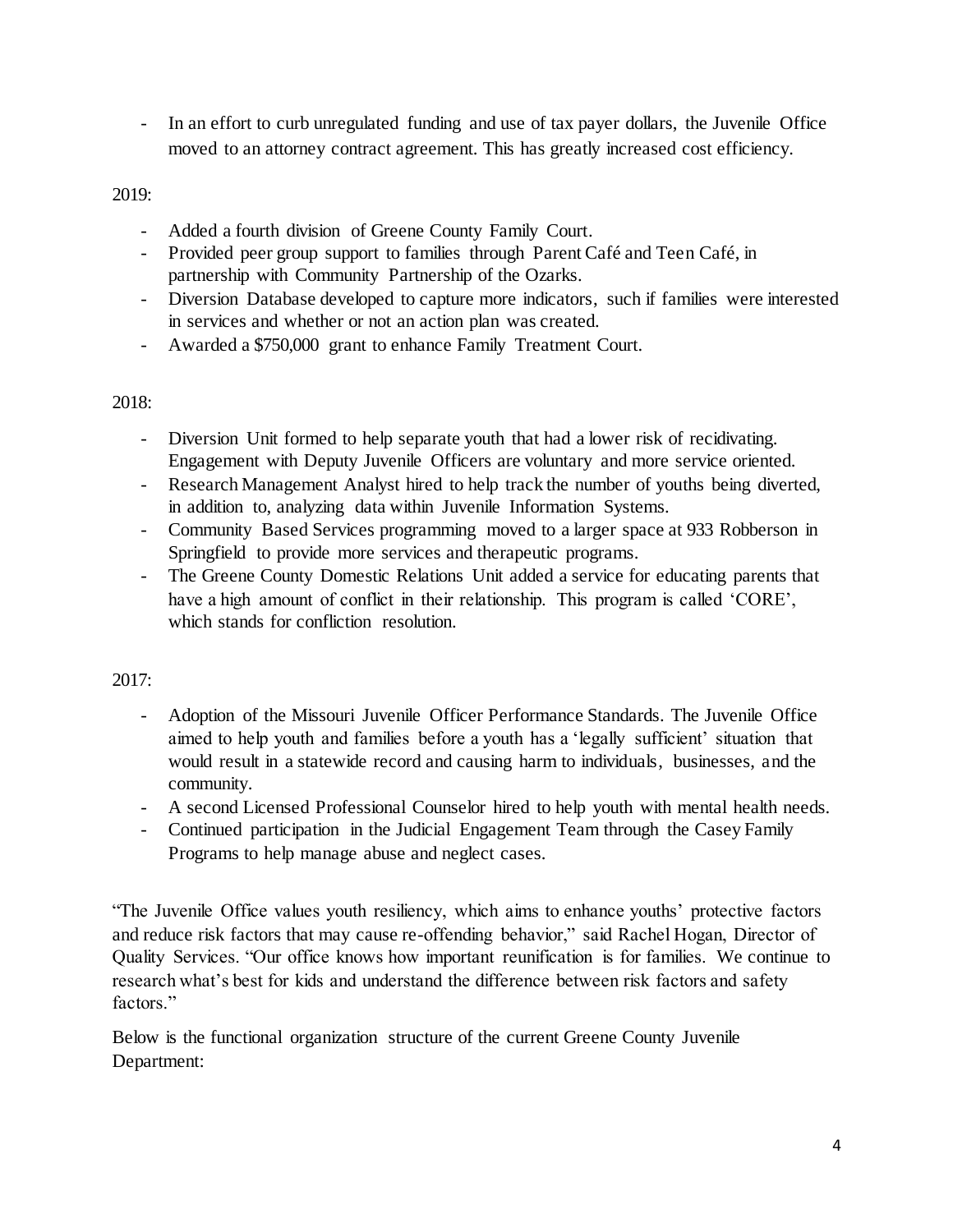- In an effort to curb unregulated funding and use of tax payer dollars, the Juvenile Office moved to an attorney contract agreement. This has greatly increased cost efficiency.

2019:

- Added a fourth division of Greene County Family Court.
- Provided peer group support to families through Parent Café and Teen Café, in partnership with Community Partnership of the Ozarks.
- Diversion Database developed to capture more indicators, such if families were interested in services and whether or not an action plan was created.
- Awarded a $750,000 grant to enhance Family Treatment Court.

2018:

- Diversion Unit formed to help separate youth that had a lower risk of recidivating. Engagement with Deputy Juvenile Officers are voluntary and more service oriented.
- Research Management Analyst hired to help track the number of youths being diverted, in addition to, analyzing data within Juvenile Information Systems.
- Community Based Services programming moved to a larger space at 933 Robberson in Springfield to provide more services and therapeutic programs.
- The Greene County Domestic Relations Unit added a service for educating parents that have a high amount of conflict in their relationship. This program is called 'CORE', which stands for confliction resolution.

2017:

- Adoption of the Missouri Juvenile Officer Performance Standards. The Juvenile Office aimed to help youth and families before a youth has a 'legally sufficient' situation that would result in a statewide record and causing harm to individuals, businesses, and the community.
- A second Licensed Professional Counselor hired to help youth with mental health needs.
- Continued participation in the Judicial Engagement Team through the Casey Family Programs to help manage abuse and neglect cases.

"The Juvenile Office values youth resiliency, which aims to enhance youths' protective factors and reduce risk factors that may cause re-offending behavior," said Rachel Hogan, Director of Quality Services. "Our office knows how important reunification is for families. We continue to research what's best for kids and understand the difference between risk factors and safety factors."

Below is the functional organization structure of the current Greene County Juvenile Department: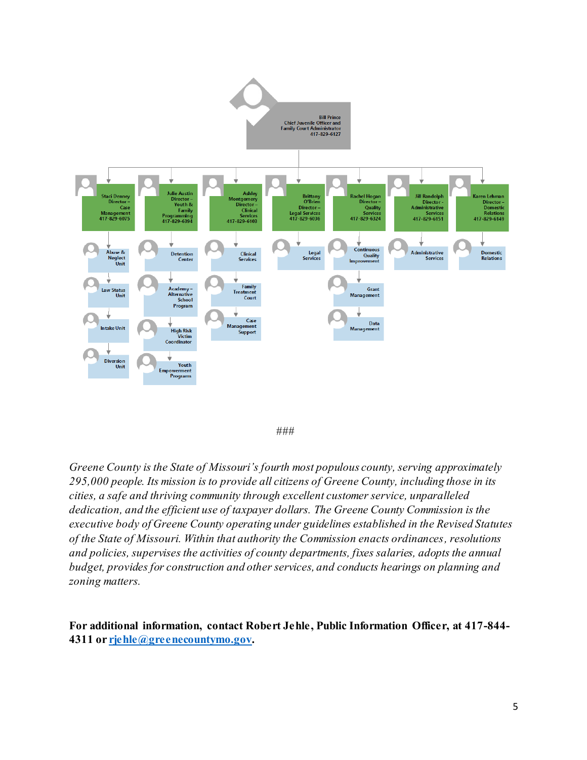Bill Prince
Chief Juvenile Officer and
Family Court Administrator
417-829-6127

Staci Denney
Director – Case Management
417-829-6075

Julie Austin
Director – Youth & Family Programming
417-829-6394

Ashley Montgomery
Director – Clinical Services
417-829-6103

Brittany O'Brien
Director – Legal Services
417-829-6036

Rachel Hogan
Director – Quality Services
417-829-6324

Jill Randolph
Director - Administrative Services
417-829-6151

Karen Lehman
Director – Domestic Relations
417-829-6149

Abuse & Neglect Unit

Law Status Unit

Intake Unit

Diversion Unit

Detention Center

Academy – Alternative School Program

High Risk Victim Coordinator

Youth Empowerment Programs

Clinical Services

Family Treatment Court

Case Management Support

Legal Services

Continuous Quality Improvement

Grant Management

Data Management

Administrative Services

Domestic Relations

###

*Greene County is the State of Missouri's fourth most populous county, serving approximately 295,000 people. Its mission is to provide all citizens of Greene County, including those in its cities, a safe and thriving community through excellent customer service, unparalleled dedication, and the efficient use of taxpayer dollars. The Greene County Commission is the executive body of Greene County operating under guidelines established in the Revised Statutes of the State of Missouri. Within that authority the Commission enacts ordinances, resolutions and policies, supervises the activities of county departments, fixes salaries, adopts the annual budget, provides for construction and other services, and conducts hearings on planning and zoning matters.*

**For additional information, contact Robert Jehle, Public Information Officer, at 417-844-4311 or rjehle@greenecountymo.gov.**